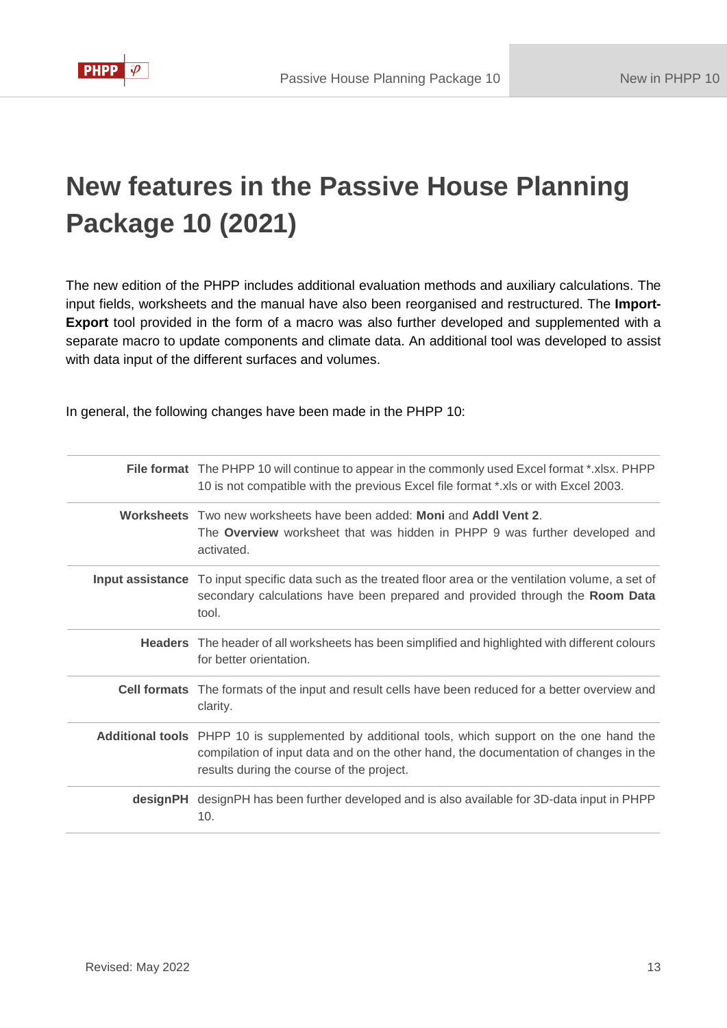# New features in the Passive House Planning Package 10 (2021)

The new edition of the PHPP includes additional evaluation methods and auxiliary calculations. The input fields, worksheets and the manual have also been reorganised and restructured. The **Import-Export** tool provided in the form of a macro was also further developed and supplemented with a separate macro to update components and climate data. An additional tool was developed to assist with data input of the different surfaces and volumes.

In general, the following changes have been made in the PHPP 10:

| | |
|---|---|
| **File format** | The PHPP 10 will continue to appear in the commonly used Excel format *.xlsx. PHPP 10 is not compatible with the previous Excel file format *.xls or with Excel 2003. |
| **Worksheets** | Two new worksheets have been added: **Moni** and **Addl Vent 2**. The **Overview** worksheet that was hidden in PHPP 9 was further developed and activated. |
| **Input assistance** | To input specific data such as the treated floor area or the ventilation volume, a set of secondary calculations have been prepared and provided through the **Room Data** tool. |
| **Headers** | The header of all worksheets has been simplified and highlighted with different colours for better orientation. |
| **Cell formats** | The formats of the input and result cells have been reduced for a better overview and clarity. |
| **Additional tools** | PHPP 10 is supplemented by additional tools, which support on the one hand the compilation of input data and on the other hand, the documentation of changes in the results during the course of the project. |
| **designPH** | designPH has been further developed and is also available for 3D-data input in PHPP 10. |

Revised: May 2022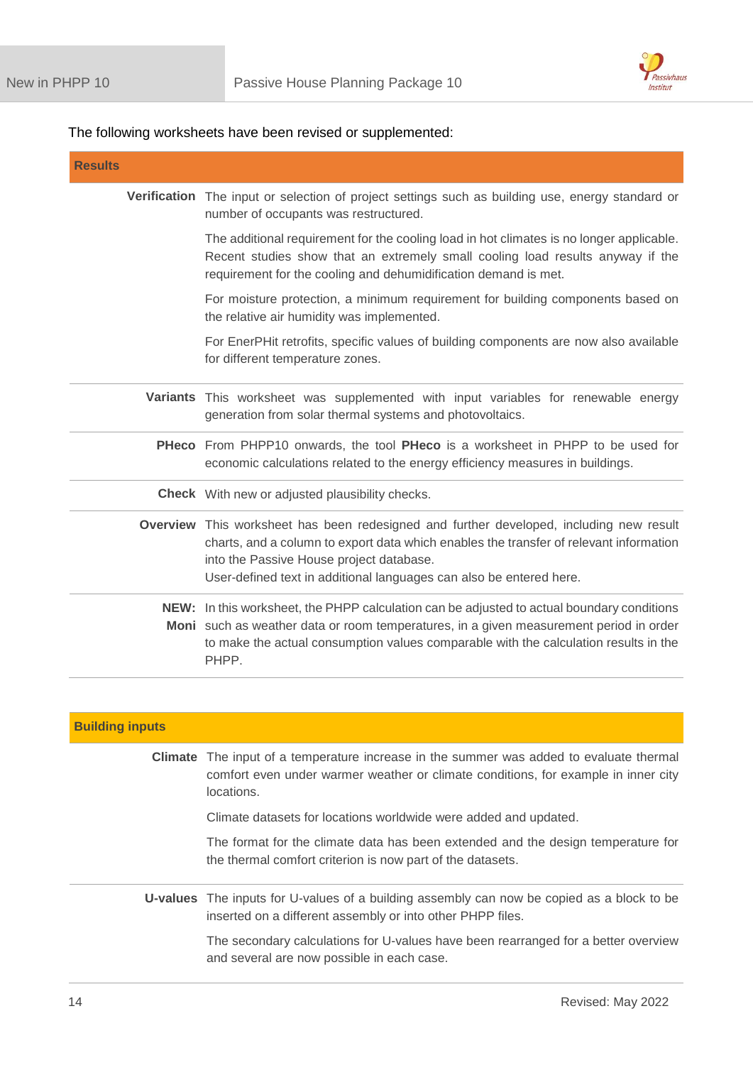The following worksheets have been revised or supplemented:

## Results

**Verification**

The input or selection of project settings such as building use, energy standard or number of occupants was restructured.

The additional requirement for the cooling load in hot climates is no longer applicable. Recent studies show that an extremely small cooling load results anyway if the requirement for the cooling and dehumidification demand is met.

For moisture protection, a minimum requirement for building components based on the relative air humidity was implemented.

For EnerPHit retrofits, specific values of building components are now also available for different temperature zones.

**Variants**

This worksheet was supplemented with input variables for renewable energy generation from solar thermal systems and photovoltaics.

**PHeco**

From PHPP10 onwards, the tool **PHeco** is a worksheet in PHPP to be used for economic calculations related to the energy efficiency measures in buildings.

**Check**

With new or adjusted plausibility checks.

**Overview**

This worksheet has been redesigned and further developed, including new result charts, and a column to export data which enables the transfer of relevant information into the Passive House project database.
User-defined text in additional languages can also be entered here.

**NEW: Moni**

In this worksheet, the PHPP calculation can be adjusted to actual boundary conditions such as weather data or room temperatures, in a given measurement period in order to make the actual consumption values comparable with the calculation results in the PHPP.

## Building inputs

**Climate**

The input of a temperature increase in the summer was added to evaluate thermal comfort even under warmer weather or climate conditions, for example in inner city locations.

Climate datasets for locations worldwide were added and updated.

The format for the climate data has been extended and the design temperature for the thermal comfort criterion is now part of the datasets.

**U-values**

The inputs for U-values of a building assembly can now be copied as a block to be inserted on a different assembly or into other PHPP files.

The secondary calculations for U-values have been rearranged for a better overview and several are now possible in each case.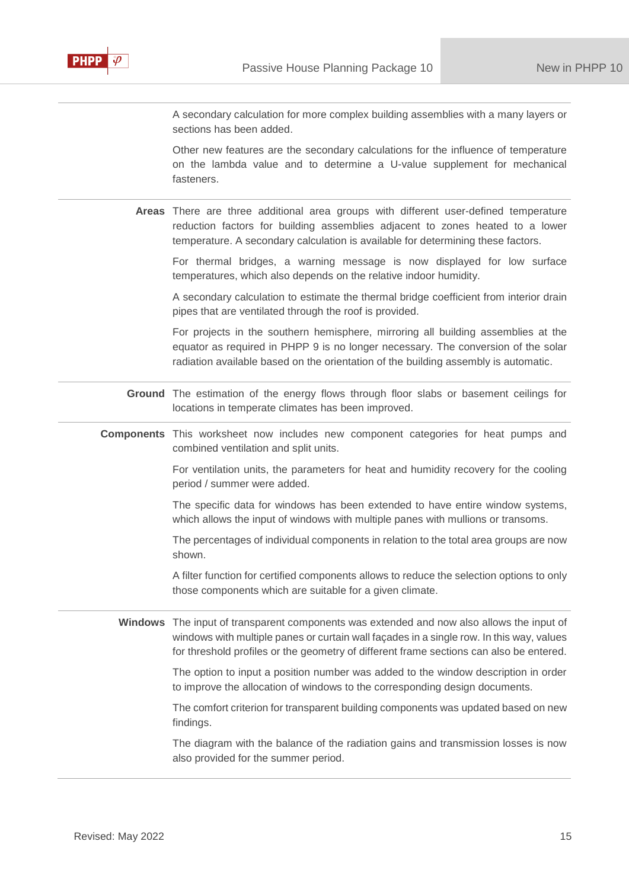A secondary calculation for more complex building assemblies with a many layers or sections has been added.

Other new features are the secondary calculations for the influence of temperature on the lambda value and to determine a U-value supplement for mechanical fasteners.

**Areas** There are three additional area groups with different user-defined temperature reduction factors for building assemblies adjacent to zones heated to a lower temperature. A secondary calculation is available for determining these factors.

For thermal bridges, a warning message is now displayed for low surface temperatures, which also depends on the relative indoor humidity.

A secondary calculation to estimate the thermal bridge coefficient from interior drain pipes that are ventilated through the roof is provided.

For projects in the southern hemisphere, mirroring all building assemblies at the equator as required in PHPP 9 is no longer necessary. The conversion of the solar radiation available based on the orientation of the building assembly is automatic.

**Ground** The estimation of the energy flows through floor slabs or basement ceilings for locations in temperate climates has been improved.

**Components** This worksheet now includes new component categories for heat pumps and combined ventilation and split units.

For ventilation units, the parameters for heat and humidity recovery for the cooling period / summer were added.

The specific data for windows has been extended to have entire window systems, which allows the input of windows with multiple panes with mullions or transoms.

The percentages of individual components in relation to the total area groups are now shown.

A filter function for certified components allows to reduce the selection options to only those components which are suitable for a given climate.

**Windows** The input of transparent components was extended and now also allows the input of windows with multiple panes or curtain wall façades in a single row. In this way, values for threshold profiles or the geometry of different frame sections can also be entered.

The option to input a position number was added to the window description in order to improve the allocation of windows to the corresponding design documents.

The comfort criterion for transparent building components was updated based on new findings.

The diagram with the balance of the radiation gains and transmission losses is now also provided for the summer period.

Revised: May 2022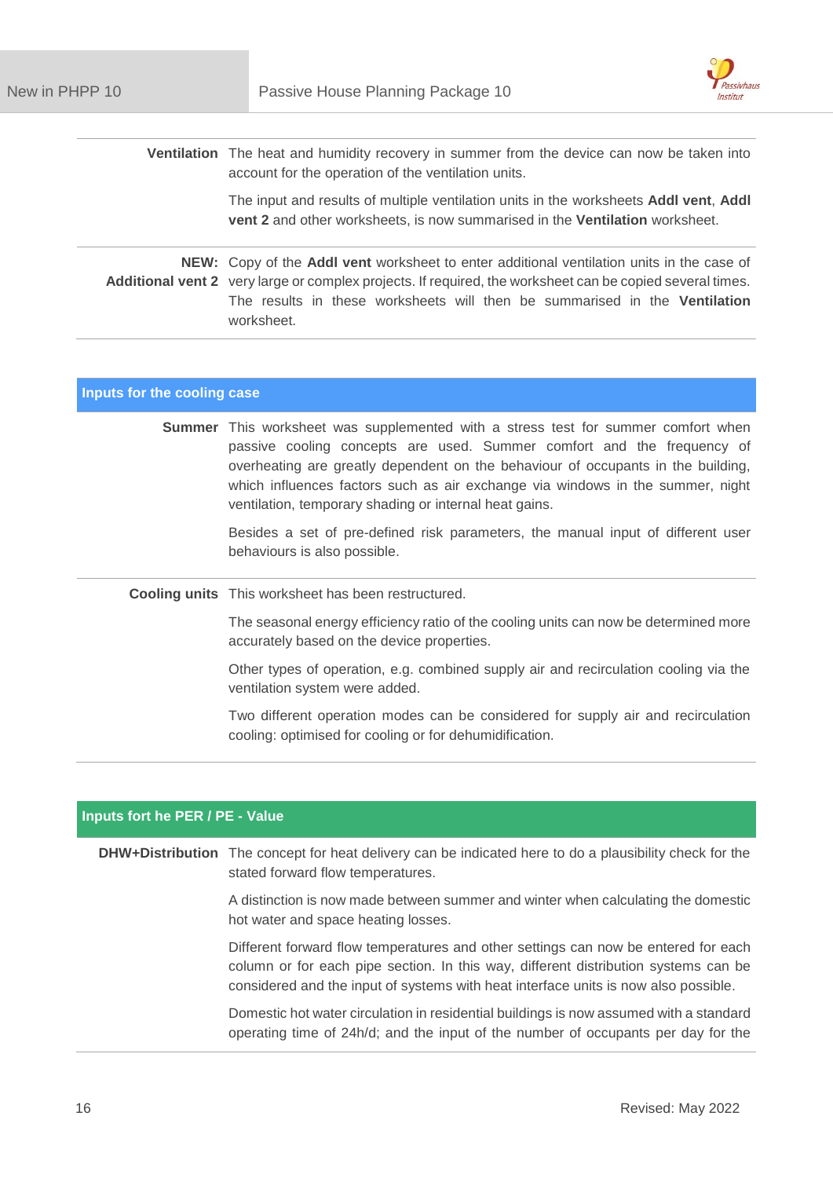| | |
|---|---|
| **Ventilation** | The heat and humidity recovery in summer from the device can now be taken into account for the operation of the ventilation units.<br><br>The input and results of multiple ventilation units in the worksheets **Addl vent**, **Addl vent 2** and other worksheets, is now summarised in the **Ventilation** worksheet. |
| **NEW: Additional vent 2** | Copy of the **Addl vent** worksheet to enter additional ventilation units in the case of very large or complex projects. If required, the worksheet can be copied several times. The results in these worksheets will then be summarised in the **Ventilation** worksheet. |

## Inputs for the cooling case

| | |
|---|---|
| **Summer** | This worksheet was supplemented with a stress test for summer comfort when passive cooling concepts are used. Summer comfort and the frequency of overheating are greatly dependent on the behaviour of occupants in the building, which influences factors such as air exchange via windows in the summer, night ventilation, temporary shading or internal heat gains.<br><br>Besides a set of pre-defined risk parameters, the manual input of different user behaviours is also possible. |
| **Cooling units** | This worksheet has been restructured.<br><br>The seasonal energy efficiency ratio of the cooling units can now be determined more accurately based on the device properties.<br><br>Other types of operation, e.g. combined supply air and recirculation cooling via the ventilation system were added.<br><br>Two different operation modes can be considered for supply air and recirculation cooling: optimised for cooling or for dehumidification. |

## Inputs fort he PER / PE - Value

| | |
|---|---|
| **DHW+Distribution** | The concept for heat delivery can be indicated here to do a plausibility check for the stated forward flow temperatures.<br><br>A distinction is now made between summer and winter when calculating the domestic hot water and space heating losses.<br><br>Different forward flow temperatures and other settings can now be entered for each column or for each pipe section. In this way, different distribution systems can be considered and the input of systems with heat interface units is now also possible.<br><br>Domestic hot water circulation in residential buildings is now assumed with a standard operating time of 24h/d; and the input of the number of occupants per day for the |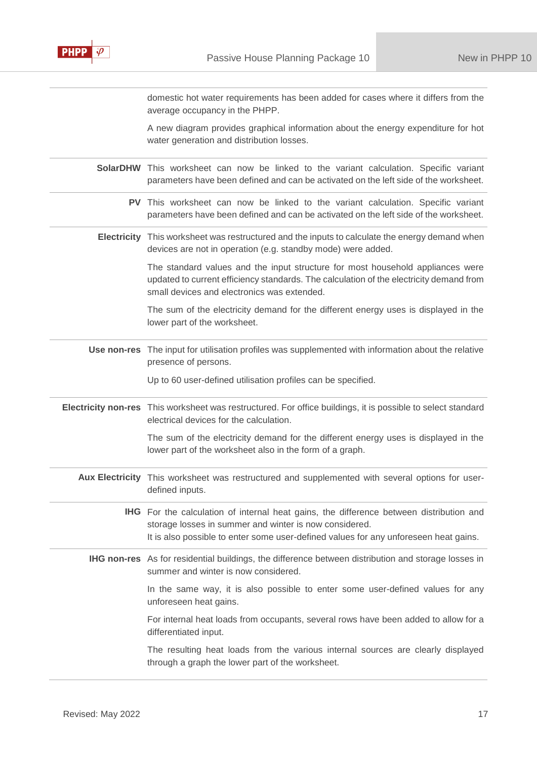| | |
|---|---|
| | domestic hot water requirements has been added for cases where it differs from the average occupancy in the PHPP.<br><br>A new diagram provides graphical information about the energy expenditure for hot water generation and distribution losses. |
| **SolarDHW** | This worksheet can now be linked to the variant calculation. Specific variant parameters have been defined and can be activated on the left side of the worksheet. |
| **PV** | This worksheet can now be linked to the variant calculation. Specific variant parameters have been defined and can be activated on the left side of the worksheet. |
| **Electricity** | This worksheet was restructured and the inputs to calculate the energy demand when devices are not in operation (e.g. standby mode) were added.<br><br>The standard values and the input structure for most household appliances were updated to current efficiency standards. The calculation of the electricity demand from small devices and electronics was extended.<br><br>The sum of the electricity demand for the different energy uses is displayed in the lower part of the worksheet. |
| **Use non-res** | The input for utilisation profiles was supplemented with information about the relative presence of persons.<br><br>Up to 60 user-defined utilisation profiles can be specified. |
| **Electricity non-res** | This worksheet was restructured. For office buildings, it is possible to select standard electrical devices for the calculation.<br><br>The sum of the electricity demand for the different energy uses is displayed in the lower part of the worksheet also in the form of a graph. |
| **Aux Electricity** | This worksheet was restructured and supplemented with several options for user-defined inputs. |
| **IHG** | For the calculation of internal heat gains, the difference between distribution and storage losses in summer and winter is now considered.<br>It is also possible to enter some user-defined values for any unforeseen heat gains. |
| **IHG non-res** | As for residential buildings, the difference between distribution and storage losses in summer and winter is now considered.<br><br>In the same way, it is also possible to enter some user-defined values for any unforeseen heat gains.<br><br>For internal heat loads from occupants, several rows have been added to allow for a differentiated input.<br><br>The resulting heat loads from the various internal sources are clearly displayed through a graph the lower part of the worksheet. |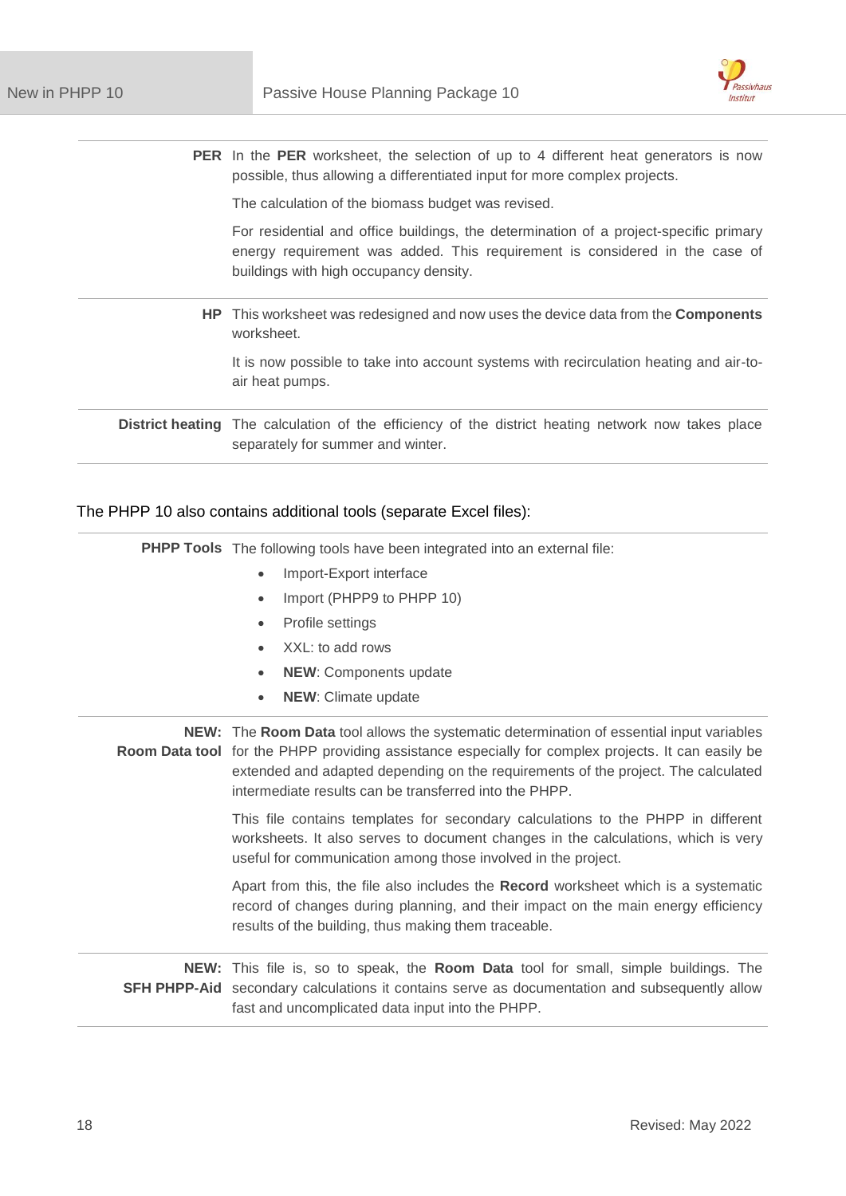| | |
|---|---|
| **PER** | In the **PER** worksheet, the selection of up to 4 different heat generators is now possible, thus allowing a differentiated input for more complex projects.<br><br>The calculation of the biomass budget was revised.<br><br>For residential and office buildings, the determination of a project-specific primary energy requirement was added. This requirement is considered in the case of buildings with high occupancy density. |
| **HP** | This worksheet was redesigned and now uses the device data from the **Components** worksheet.<br><br>It is now possible to take into account systems with recirculation heating and air-to-air heat pumps. |
| **District heating** | The calculation of the efficiency of the district heating network now takes place separately for summer and winter. |

The PHPP 10 also contains additional tools (separate Excel files):

| | |
|---|---|
| **PHPP Tools** | The following tools have been integrated into an external file:<br>• Import-Export interface<br>• Import (PHPP9 to PHPP 10)<br>• Profile settings<br>• XXL: to add rows<br>• **NEW**: Components update<br>• **NEW**: Climate update |
| **NEW: Room Data tool** | The **Room Data** tool allows the systematic determination of essential input variables for the PHPP providing assistance especially for complex projects. It can easily be extended and adapted depending on the requirements of the project. The calculated intermediate results can be transferred into the PHPP.<br><br>This file contains templates for secondary calculations to the PHPP in different worksheets. It also serves to document changes in the calculations, which is very useful for communication among those involved in the project.<br><br>Apart from this, the file also includes the **Record** worksheet which is a systematic record of changes during planning, and their impact on the main energy efficiency results of the building, thus making them traceable. |
| **NEW: SFH PHPP-Aid** | This file is, so to speak, the **Room Data** tool for small, simple buildings. The secondary calculations it contains serve as documentation and subsequently allow fast and uncomplicated data input into the PHPP. |